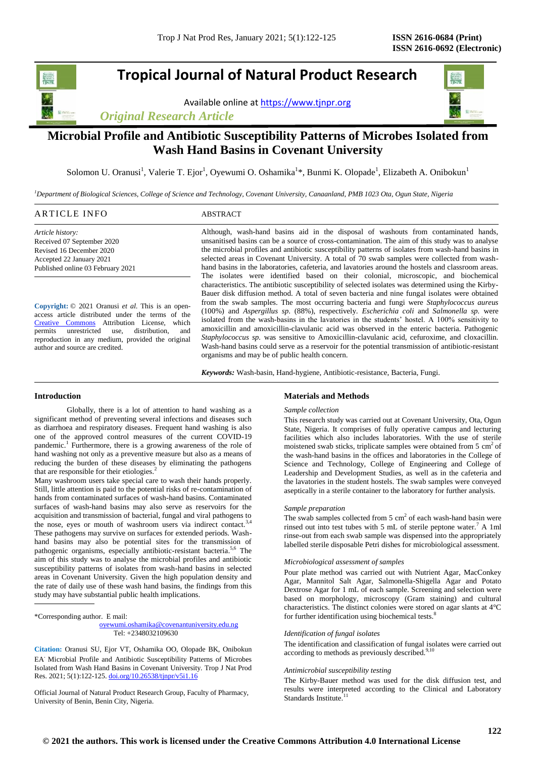**Tropical Journal of Natural Product Research**

Available online at https://www.tjnpr.org

*Original Research Article*

# Microbial Profile and Antibiotic Susceptibility Patterns of Microbes Isolated from Wash Hand Basins in Covenant University

Solomon U. Oranusi[1], Valerie T. Ejor[1], Oyewumi O. Oshamika[1]*, Bunmi K. Olopade[1], Elizabeth A. Onibokun[1]

[1]*Department of Biological Sciences, College of Science and Technology, Covenant University, Canaanland, PMB 1023 Ota, Ogun State, Nigeria*

## ARTICLE INFO

*Article history:*
Received 07 September 2020
Revised 16 December 2020
Accepted 22 January 2021
Published online 03 February 2021

**Copyright:** © 2021 Oranusi *et al.* This is an open-access article distributed under the terms of the Creative Commons Attribution License, which permits unrestricted use, distribution, and reproduction in any medium, provided the original author and source are credited.

## ABSTRACT

Although, wash-hand basins aid in the disposal of washouts from contaminated hands, unsanitised basins can be a source of cross-contamination. The aim of this study was to analyse the microbial profiles and antibiotic susceptibility patterns of isolates from wash-hand basins in selected areas in Covenant University. A total of 70 swab samples were collected from wash-hand basins in the laboratories, cafeteria, and lavatories around the hostels and classroom areas. The isolates were identified based on their colonial, microscopic, and biochemical characteristics. The antibiotic susceptibility of selected isolates was determined using the Kirby-Bauer disk diffusion method. A total of seven bacteria and nine fungal isolates were obtained from the swab samples. The most occurring bacteria and fungi were *Staphylococcus aureus* (100%) and *Aspergillus sp.* (88%), respectively. *Escherichia coli* and *Salmonella sp.* were isolated from the wash-basins in the lavatories in the students' hostel. A 100% sensitivity to amoxicillin and amoxicillin-clavulanic acid was observed in the enteric bacteria. Pathogenic *Staphylococcus sp.* was sensitive to Amoxicillin-clavulanic acid, cefuroxime, and cloxacillin. Wash-hand basins could serve as a reservoir for the potential transmission of antibiotic-resistant organisms and may be of public health concern.

***Keywords:*** Wash-basin, Hand-hygiene, Antibiotic-resistance, Bacteria, Fungi.

## Introduction

Globally, there is a lot of attention to hand washing as a significant method of preventing several infections and diseases such as diarrhoea and respiratory diseases. Frequent hand washing is also one of the approved control measures of the current COVID-19 pandemic.[1] Furthermore, there is a growing awareness of the role of hand washing not only as a preventive measure but also as a means of reducing the burden of these diseases by eliminating the pathogens that are responsible for their etiologies.[2]

Many washroom users take special care to wash their hands properly. Still, little attention is paid to the potential risks of re-contamination of hands from contaminated surfaces of wash-hand basins. Contaminated surfaces of wash-hand basins may also serve as reservoirs for the acquisition and transmission of bacterial, fungal and viral pathogens to the nose, eyes or mouth of washroom users via indirect contact.[3,4] These pathogens may survive on surfaces for extended periods. Wash-hand basins may also be potential sites for the transmission of pathogenic organisms, especially antibiotic-resistant bacteria.[5,6] The aim of this study was to analyse the microbial profiles and antibiotic susceptibility patterns of isolates from wash-hand basins in selected areas in Covenant University. Given the high population density and the rate of daily use of these wash hand basins, the findings from this study may have substantial public health implications.

*Corresponding author. E mail: oyewumi.oshamika@covenantuniversity.edu.ng
Tel: +2348032109630

**Citation:** Oranusi SU, Ejor VT, Oshamika OO, Olopade BK, Onibokun EA. Microbial Profile and Antibiotic Susceptibility Patterns of Microbes Isolated from Wash Hand Basins in Covenant University. Trop J Nat Prod Res. 2021; 5(1):122-125. doi.org/10.26538/tjnpr/v5i1.16

Official Journal of Natural Product Research Group, Faculty of Pharmacy, University of Benin, Benin City, Nigeria.

## Materials and Methods

### *Sample collection*

This research study was carried out at Covenant University, Ota, Ogun State, Nigeria. It comprises of fully operative campus and lecturing facilities which also includes laboratories. With the use of sterile moistened swab sticks, triplicate samples were obtained from 5 cm$^2$ of the wash-hand basins in the offices and laboratories in the College of Science and Technology, College of Engineering and College of Leadership and Development Studies, as well as in the cafeteria and the lavatories in the student hostels. The swab samples were conveyed aseptically in a sterile container to the laboratory for further analysis.

### *Sample preparation*

The swab samples collected from 5 cm$^2$ of each wash-hand basin were rinsed out into test tubes with 5 mL of sterile peptone water.[7] A 1ml rinse-out from each swab sample was dispensed into the appropriately labelled sterile disposable Petri dishes for microbiological assessment.

### *Microbiological assessment of samples*

Pour plate method was carried out with Nutrient Agar, MacConkey Agar, Mannitol Salt Agar, Salmonella-Shigella Agar and Potato Dextrose Agar for 1 mL of each sample. Screening and selection were based on morphology, microscopy (Gram staining) and cultural characteristics. The distinct colonies were stored on agar slants at 4°C for further identification using biochemical tests.[8]

### *Identification of fungal isolates*

The identification and classification of fungal isolates were carried out according to methods as previously described.[9,10]

### *Antimicrobial susceptibility testing*

The Kirby-Bauer method was used for the disk diffusion test, and results were interpreted according to the Clinical and Laboratory Standards Institute.[11]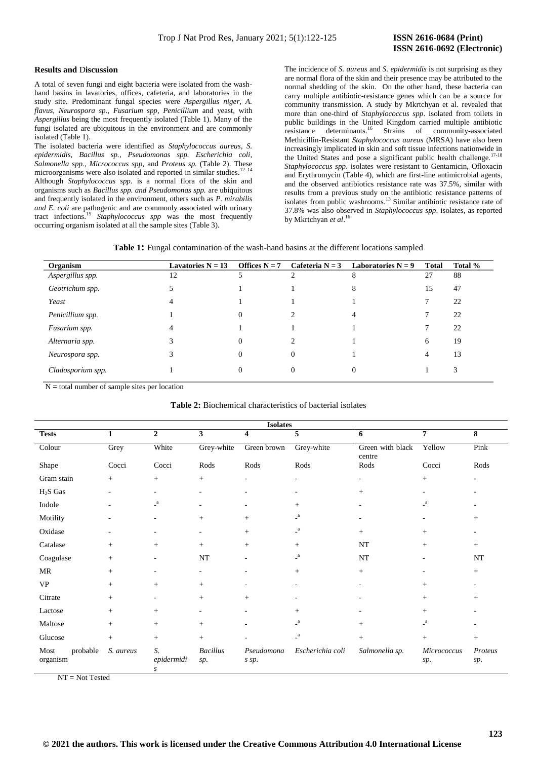## Results and Discussion

A total of seven fungi and eight bacteria were isolated from the wash-hand basins in lavatories, offices, cafeteria, and laboratories in the study site. Predominant fungal species were *Aspergillus niger*, *A. flavus*, *Neurospora sp.*, *Fusarium spp*, *Penicillium* and yeast, with *Aspergillus* being the most frequently isolated (Table 1). Many of the fungi isolated are ubiquitous in the environment and are commonly isolated (Table 1).

The isolated bacteria were identified as *Staphylococcus aureus*, *S. epidermidis*, *Bacillus sp.*, *Pseudomonas spp. Escherichia coli*, *Salmonella spp.*, *Micrococcus spp*, and *Proteus sp.* (Table 2). These microorganisms were also isolated and reported in similar studies.[12–14] Although *Staphylococcus spp.* is a normal flora of the skin and organisms such as *Bacillus spp. and Pseudomonas spp.* are ubiquitous and frequently isolated in the environment, others such as *P. mirabilis and E. coli* are pathogenic and are commonly associated with urinary tract infections.[15] *Staphylococcus spp* was the most frequently occurring organism isolated at all the sample sites (Table 3).

The incidence of *S. aureus* and *S. epidermidis* is not surprising as they are normal flora of the skin and their presence may be attributed to the normal shedding of the skin. On the other hand, these bacteria can carry multiple antibiotic-resistance genes which can be a source for community transmission. A study by Mkrtchyan et al. revealed that more than one-third of *Staphylococcus spp*. isolated from toilets in public buildings in the United Kingdom carried multiple antibiotic resistance determinants.[16] Strains of community-associated Methicillin-Resistant *Staphylococcus aureus* (MRSA) have also been increasingly implicated in skin and soft tissue infections nationwide in the United States and pose a significant public health challenge.[17-18] *Staphylococcus spp*. isolates were resistant to Gentamicin, Ofloxacin and Erythromycin (Table 4), which are first-line antimicrobial agents, and the observed antibiotics resistance rate was 37.5%, similar with results from a previous study on the antibiotic resistance patterns of isolates from public washrooms.[13] Similar antibiotic resistance rate of 37.8% was also observed in *Staphylococcus spp*. isolates, as reported by Mkrtchyan *et al*.[16]

**Table 1:** Fungal contamination of the wash-hand basins at the different locations sampled

| Organism | Lavatories N = 13 | Offices N = 7 | Cafeteria N = 3 | Laboratories N = 9 | Total | Total % |
|---|---|---|---|---|---|---|
| *Aspergillus spp.* | 12 | 5 | 2 | 8 | 27 | 88 |
| *Geotrichum spp.* | 5 | 1 | 1 | 8 | 15 | 47 |
| *Yeast* | 4 | 1 | 1 | 1 | 7 | 22 |
| *Penicillium spp.* | 1 | 0 | 2 | 4 | 7 | 22 |
| *Fusarium spp.* | 4 | 1 | 1 | 1 | 7 | 22 |
| *Alternaria spp.* | 3 | 0 | 2 | 1 | 6 | 19 |
| *Neurospora spp.* | 3 | 0 | 0 | 1 | 4 | 13 |
| *Cladosporium spp.* | 1 | 0 | 0 | 0 | 1 | 3 |

N = total number of sample sites per location

**Table 2:** Biochemical characteristics of bacterial isolates

| | Isolates | | | | | | | |
|---|---|---|---|---|---|---|---|---|
| **Tests** | **1** | **2** | **3** | **4** | **5** | **6** | **7** | **8** |
| Colour | Grey | White | Grey-white | Green brown | Grey-white | Green with black centre | Yellow | Pink |
| Shape | Cocci | Cocci | Rods | Rods | Rods | Rods | Cocci | Rods |
| Gram stain | + | + | + | - | - | - | + | - |
| $H_2S$ Gas | - | - | - | - | - | + | - | - |
| Indole | - | -[a] | - | - | + | - | -[a] | - |
| Motility | - | - | + | + | -[a] | - | - | + |
| Oxidase | - | - | - | + | -[a] | + | + | - |
| Catalase | + | + | + | + | + | NT | + | + |
| Coagulase | + | - | NT | - | -[a] | NT | - | NT |
| MR | + | - | - | - | + | + | - | + |
| VP | + | + | + | - | - | - | + | - |
| Citrate | + | - | + | + | - | - | + | + |
| Lactose | + | + | - | - | + | - | + | - |
| Maltose | + | + | + | - | -[a] | + | -[a] | - |
| Glucose | + | + | + | - | -[a] | + | + | + |
| Most probable organism | *S. aureus* | *S. epidermidis* | *Bacillus sp.* | *Pseudomonas sp.* | *Escherichia coli* | *Salmonella sp.* | *Micrococcus sp.* | *Proteus sp.* |

NT = Not Tested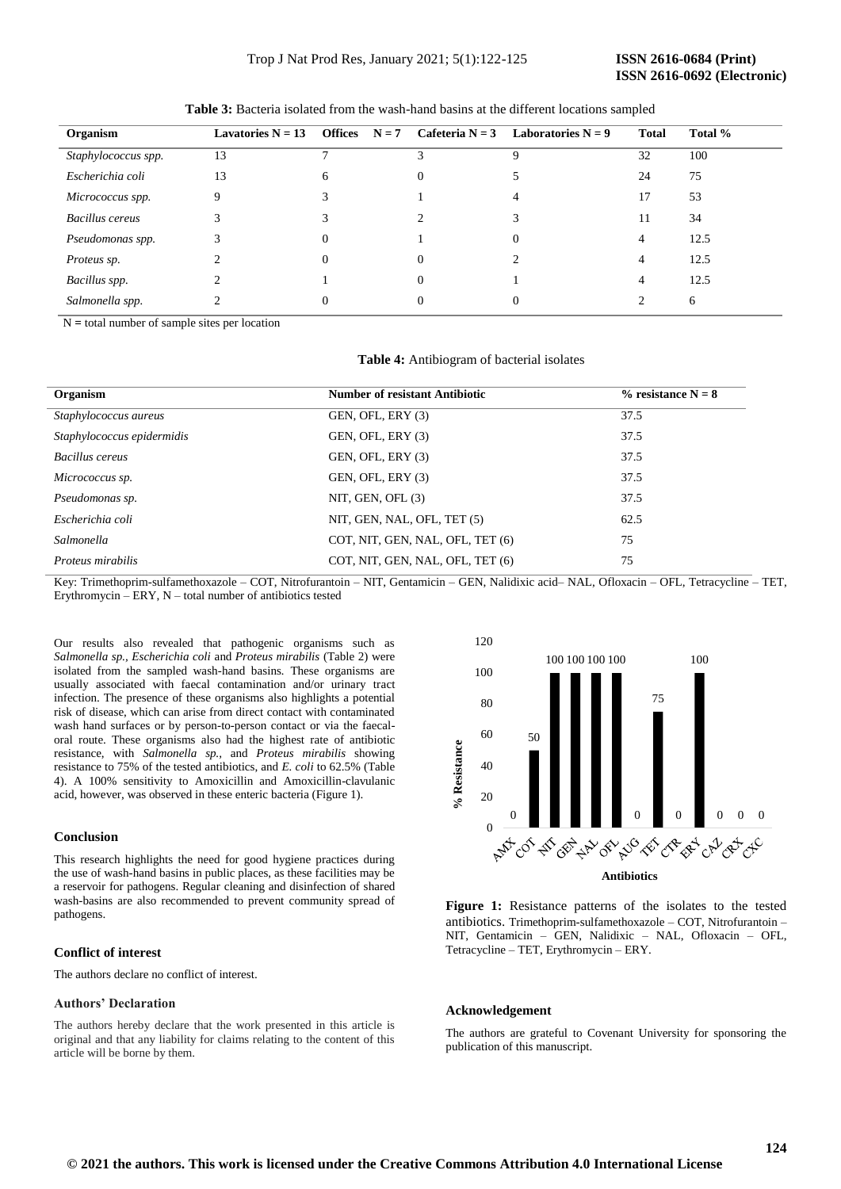**Table 3:** Bacteria isolated from the wash-hand basins at the different locations sampled

| Organism | Lavatories N = 13 | Offices N = 7 | Cafeteria N = 3 | Laboratories N = 9 | Total | Total % |
|---|---|---|---|---|---|---|
| *Staphylococcus spp.* | 13 | 7 | 3 | 9 | 32 | 100 |
| *Escherichia coli* | 13 | 6 | 0 | 5 | 24 | 75 |
| *Micrococcus spp.* | 9 | 3 | 1 | 4 | 17 | 53 |
| *Bacillus cereus* | 3 | 3 | 2 | 3 | 11 | 34 |
| *Pseudomonas spp.* | 3 | 0 | 1 | 0 | 4 | 12.5 |
| *Proteus sp.* | 2 | 0 | 0 | 2 | 4 | 12.5 |
| *Bacillus spp.* | 2 | 1 | 0 | 1 | 4 | 12.5 |
| *Salmonella spp.* | 2 | 0 | 0 | 0 | 2 | 6 |

N = total number of sample sites per location

**Table 4:** Antibiogram of bacterial isolates

| Organism | Number of resistant Antibiotic | % resistance N = 8 |
|---|---|---|
| *Staphylococcus aureus* | GEN, OFL, ERY (3) | 37.5 |
| *Staphylococcus epidermidis* | GEN, OFL, ERY (3) | 37.5 |
| *Bacillus cereus* | GEN, OFL, ERY (3) | 37.5 |
| *Micrococcus sp.* | GEN, OFL, ERY (3) | 37.5 |
| *Pseudomonas sp.* | NIT, GEN, OFL (3) | 37.5 |
| *Escherichia coli* | NIT, GEN, NAL, OFL, TET (5) | 62.5 |
| *Salmonella* | COT, NIT, GEN, NAL, OFL, TET (6) | 75 |
| *Proteus mirabilis* | COT, NIT, GEN, NAL, OFL, TET (6) | 75 |

Key: Trimethoprim-sulfamethoxazole – COT, Nitrofurantoin – NIT, Gentamicin – GEN, Nalidixic acid– NAL, Ofloxacin – OFL, Tetracycline – TET, Erythromycin – ERY, N – total number of antibiotics tested

Our results also revealed that pathogenic organisms such as *Salmonella sp., Escherichia coli* and *Proteus mirabilis* (Table 2) were isolated from the sampled wash-hand basins. These organisms are usually associated with faecal contamination and/or urinary tract infection. The presence of these organisms also highlights a potential risk of disease, which can arise from direct contact with contaminated wash hand surfaces or by person-to-person contact or via the faecal-oral route. These organisms also had the highest rate of antibiotic resistance, with *Salmonella sp.*, and *Proteus mirabilis* showing resistance to 75% of the tested antibiotics, and *E. coli* to 62.5% (Table 4). A 100% sensitivity to Amoxicillin and Amoxicillin-clavulanic acid, however, was observed in these enteric bacteria (Figure 1).

## Conclusion

This research highlights the need for good hygiene practices during the use of wash-hand basins in public places, as these facilities may be a reservoir for pathogens. Regular cleaning and disinfection of shared wash-basins are also recommended to prevent community spread of pathogens.

## Conflict of interest

The authors declare no conflict of interest.

## Authors' Declaration

The authors hereby declare that the work presented in this article is original and that any liability for claims relating to the content of this article will be borne by them.

| Antibiotics | AMX | COT | NIT | GEN | NAL | OFL | AUG | TET | CTR | ERY | CAZ | CRX | CXC |
|---|---|---|---|---|---|---|---|---|---|---|---|---|---|
| % Resistance | 0 | 50 | 100 | 100 | 100 | 100 | 0 | 75 | 0 | 100 | 0 | 0 | 0 |

**Figure 1:** Resistance patterns of the isolates to the tested antibiotics. Trimethoprim-sulfamethoxazole – COT, Nitrofurantoin – NIT, Gentamicin – GEN, Nalidixic – NAL, Ofloxacin – OFL, Tetracycline – TET, Erythromycin – ERY.

## Acknowledgement

The authors are grateful to Covenant University for sponsoring the publication of this manuscript.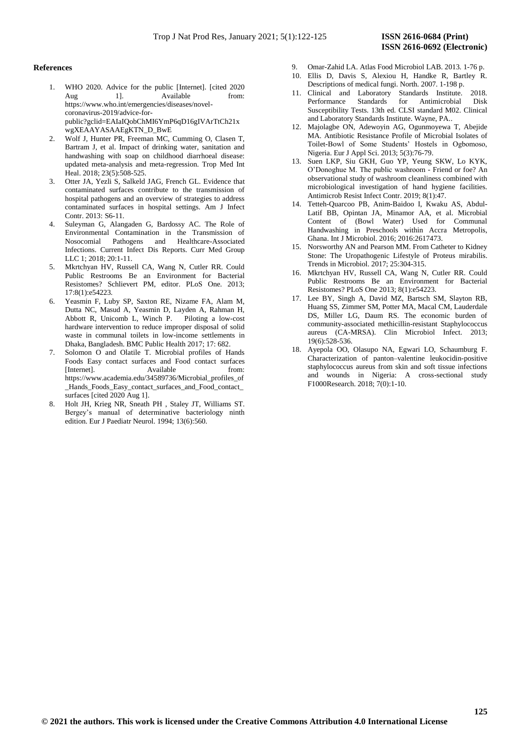## References

1. WHO 2020. Advice for the public [Internet]. [cited 2020 Aug 1]. Available from: https://www.who.int/emergencies/diseases/novel-coronavirus-2019/advice-for-public?gclid=EAIaIQobChMI6YmP6qD16gIVArTtCh21xwgXEAAYASAAEgKTN_D_BwE
2. Wolf J, Hunter PR, Freeman MC, Cumming O, Clasen T, Bartram J, et al. Impact of drinking water, sanitation and handwashing with soap on childhood diarrhoeal disease: updated meta-analysis and meta-regression. Trop Med Int Heal. 2018; 23(5):508-525.
3. Otter JA, Yezli S, Salkeld JAG, French GL. Evidence that contaminated surfaces contribute to the transmission of hospital pathogens and an overview of strategies to address contaminated surfaces in hospital settings. Am J Infect Contr. 2013: S6-11.
4. Suleyman G, Alangaden G, Bardossy AC. The Role of Environmental Contamination in the Transmission of Nosocomial Pathogens and Healthcare-Associated Infections. Current Infect Dis Reports. Curr Med Group LLC 1; 2018; 20:1-11.
5. Mkrtchyan HV, Russell CA, Wang N, Cutler RR. Could Public Restrooms Be an Environment for Bacterial Resistomes? Schlievert PM, editor. PLoS One. 2013; 17:8(1):e54223.
6. Yeasmin F, Luby SP, Saxton RE, Nizame FA, Alam M, Dutta NC, Masud A, Yeasmin D, Layden A, Rahman H, Abbott R, Unicomb L, Winch P. Piloting a low-cost hardware intervention to reduce improper disposal of solid waste in communal toilets in low-income settlements in Dhaka, Bangladesh. BMC Public Health 2017; 17: 682.
7. Solomon O and Olatile T. Microbial profiles of Hands Foods Easy contact surfaces and Food contact surfaces [Internet]. Available from: https://www.academia.edu/34589736/Microbial_profiles_of_Hands_Foods_Easy_contact_surfaces_and_Food_contact_surfaces [cited 2020 Aug 1].
8. Holt JH, Krieg NR, Sneath PH , Staley JT, Williams ST. Bergey's manual of determinative bacteriology ninth edition. Eur J Paediatr Neurol. 1994; 13(6):560.
9. Omar-Zahid LA. Atlas Food Microbiol LAB. 2013. 1-76 p.
10. Ellis D, Davis S, Alexiou H, Handke R, Bartley R. Descriptions of medical fungi. North. 2007. 1-198 p.
11. Clinical and Laboratory Standards Institute. 2018. Performance Standards for Antimicrobial Disk Susceptibility Tests. 13th ed. CLSI standard M02. Clinical and Laboratory Standards Institute. Wayne, PA..
12. Majolagbe ON, Adewoyin AG, Ogunmoyewa T, Abejide MA. Antibiotic Resistance Profile of Microbial Isolates of Toilet-Bowl of Some Students' Hostels in Ogbomoso, Nigeria. Eur J Appl Sci. 2013; 5(3):76-79.
13. Suen LKP, Siu GKH, Guo YP, Yeung SKW, Lo KYK, O'Donoghue M. The public washroom - Friend or foe? An observational study of washroom cleanliness combined with microbiological investigation of hand hygiene facilities. Antimicrob Resist Infect Contr. 2019; 8(1):47.
14. Tetteh-Quarcoo PB, Anim-Baidoo I, Kwaku AS, Abdul-Latif BB, Opintan JA, Minamor AA, et al. Microbial Content of (Bowl Water) Used for Communal Handwashing in Preschools within Accra Metropolis, Ghana. Int J Microbiol. 2016; 2016:2617473.
15. Norsworthy AN and Pearson MM. From Catheter to Kidney Stone: The Uropathogenic Lifestyle of Proteus mirabilis. Trends in Microbiol. 2017; 25:304-315.
16. Mkrtchyan HV, Russell CA, Wang N, Cutler RR. Could Public Restrooms Be an Environment for Bacterial Resistomes? PLoS One 2013; 8(1):e54223.
17. Lee BY, Singh A, David MZ, Bartsch SM, Slayton RB, Huang SS, Zimmer SM, Potter MA, Macal CM, Lauderdale DS, Miller LG, Daum RS. The economic burden of community-associated methicillin-resistant Staphylococcus aureus (CA-MRSA). Clin Microbiol Infect. 2013; 19(6):528-536.
18. Ayepola OO, Olasupo NA, Egwari LO, Schaumburg F. Characterization of panton–valentine leukocidin-positive staphylococcus aureus from skin and soft tissue infections and wounds in Nigeria: A cross-sectional study F1000Research. 2018; 7(0):1-10.

**© 2021 the authors. This work is licensed under the Creative Commons Attribution 4.0 International License**